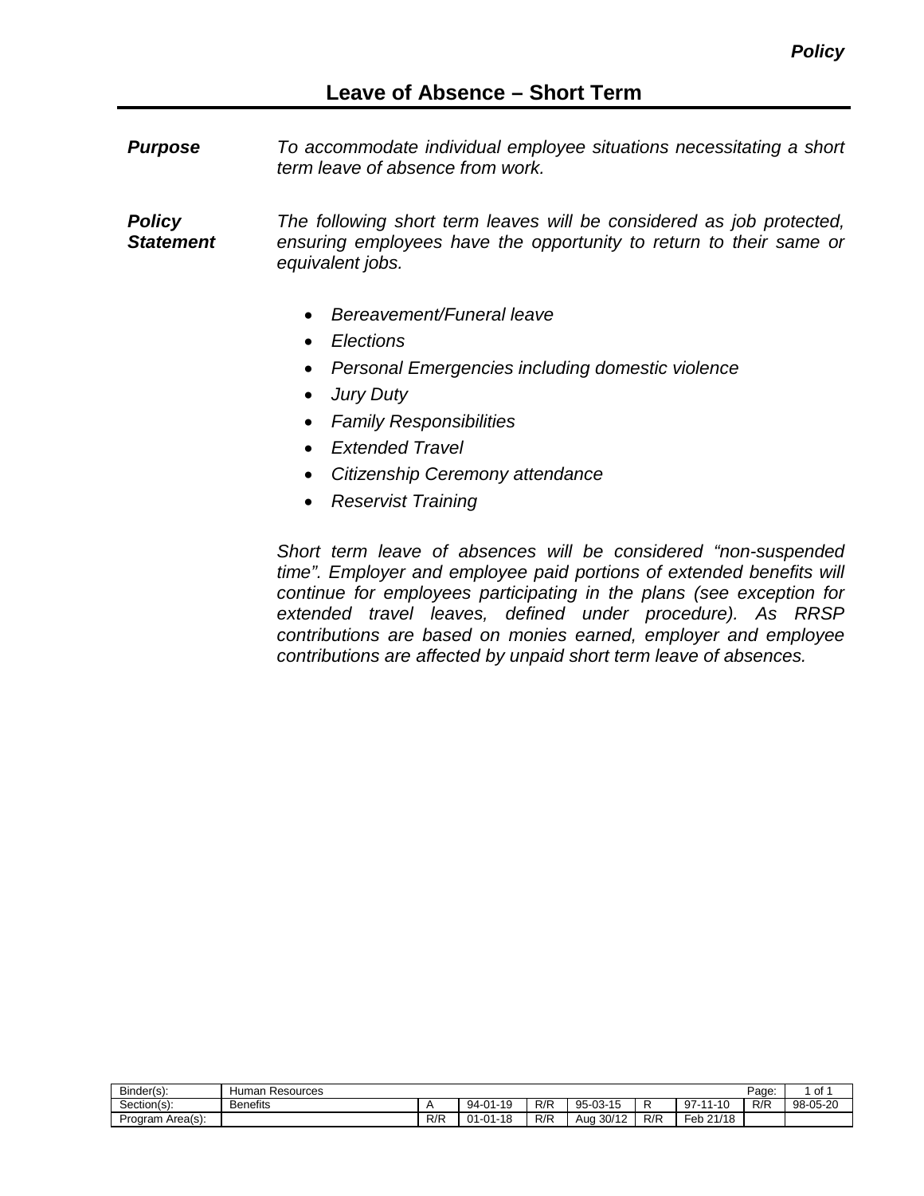# Leave of Absence – Short Term

***Purpose***

*To accommodate individual employee situations necessitating a short term leave of absence from work.*

***Policy Statement***

*The following short term leaves will be considered as job protected, ensuring employees have the opportunity to return to their same or equivalent jobs.*

- *Bereavement/Funeral leave*
- *Elections*
- *Personal Emergencies including domestic violence*
- *Jury Duty*
- *Family Responsibilities*
- *Extended Travel*
- *Citizenship Ceremony attendance*
- *Reservist Training*

*Short term leave of absences will be considered "non-suspended time". Employer and employee paid portions of extended benefits will continue for employees participating in the plans (see exception for extended travel leaves, defined under procedure). As RRSP contributions are based on monies earned, employer and employee contributions are affected by unpaid short term leave of absences.*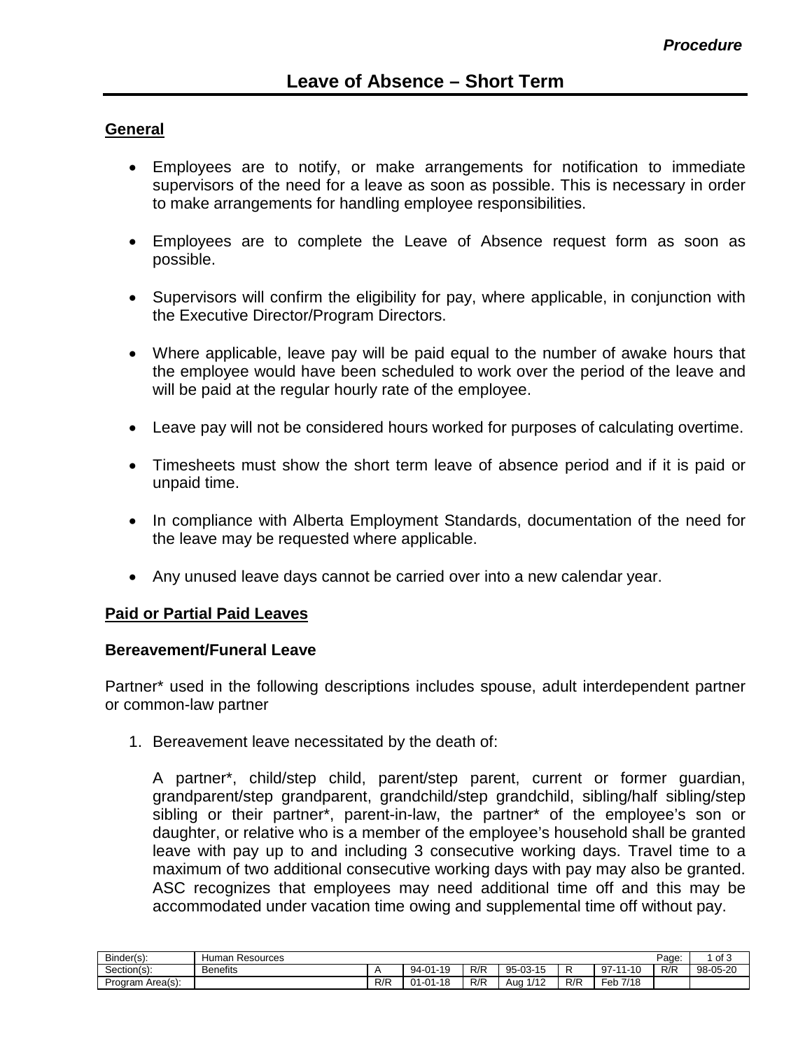# Leave of Absence – Short Term

## General

- Employees are to notify, or make arrangements for notification to immediate supervisors of the need for a leave as soon as possible. This is necessary in order to make arrangements for handling employee responsibilities.

- Employees are to complete the Leave of Absence request form as soon as possible.

- Supervisors will confirm the eligibility for pay, where applicable, in conjunction with the Executive Director/Program Directors.

- Where applicable, leave pay will be paid equal to the number of awake hours that the employee would have been scheduled to work over the period of the leave and will be paid at the regular hourly rate of the employee.

- Leave pay will not be considered hours worked for purposes of calculating overtime.

- Timesheets must show the short term leave of absence period and if it is paid or unpaid time.

- In compliance with Alberta Employment Standards, documentation of the need for the leave may be requested where applicable.

- Any unused leave days cannot be carried over into a new calendar year.

## Paid or Partial Paid Leaves

### Bereavement/Funeral Leave

Partner* used in the following descriptions includes spouse, adult interdependent partner or common-law partner

1. Bereavement leave necessitated by the death of:

   A partner*, child/step child, parent/step parent, current or former guardian, grandparent/step grandparent, grandchild/step grandchild, sibling/half sibling/step sibling or their partner*, parent-in-law, the partner* of the employee's son or daughter, or relative who is a member of the employee's household shall be granted leave with pay up to and including 3 consecutive working days. Travel time to a maximum of two additional consecutive working days with pay may also be granted. ASC recognizes that employees may need additional time off and this may be accommodated under vacation time owing and supplemental time off without pay.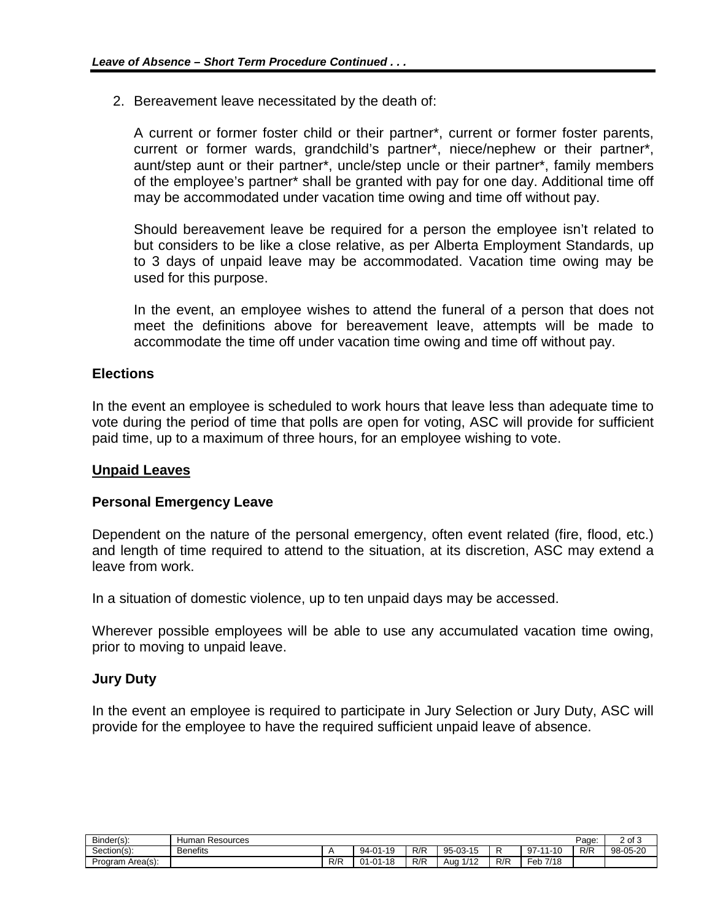2. Bereavement leave necessitated by the death of:

   A current or former foster child or their partner*, current or former foster parents, current or former wards, grandchild's partner*, niece/nephew or their partner*, aunt/step aunt or their partner*, uncle/step uncle or their partner*, family members of the employee's partner* shall be granted with pay for one day. Additional time off may be accommodated under vacation time owing and time off without pay.

   Should bereavement leave be required for a person the employee isn't related to but considers to be like a close relative, as per Alberta Employment Standards, up to 3 days of unpaid leave may be accommodated. Vacation time owing may be used for this purpose.

   In the event, an employee wishes to attend the funeral of a person that does not meet the definitions above for bereavement leave, attempts will be made to accommodate the time off under vacation time owing and time off without pay.

### Elections

In the event an employee is scheduled to work hours that leave less than adequate time to vote during the period of time that polls are open for voting, ASC will provide for sufficient paid time, up to a maximum of three hours, for an employee wishing to vote.

## Unpaid Leaves

### Personal Emergency Leave

Dependent on the nature of the personal emergency, often event related (fire, flood, etc.) and length of time required to attend to the situation, at its discretion, ASC may extend a leave from work.

In a situation of domestic violence, up to ten unpaid days may be accessed.

Wherever possible employees will be able to use any accumulated vacation time owing, prior to moving to unpaid leave.

### Jury Duty

In the event an employee is required to participate in Jury Selection or Jury Duty, ASC will provide for the employee to have the required sufficient unpaid leave of absence.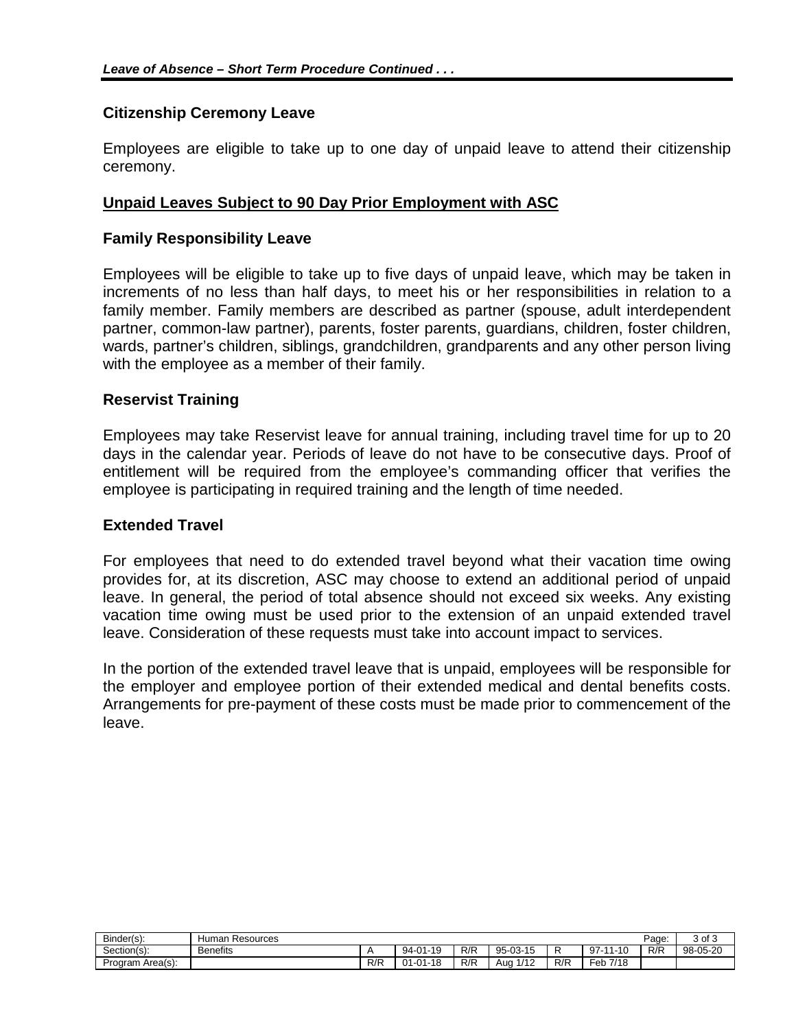**Citizenship Ceremony Leave**

Employees are eligible to take up to one day of unpaid leave to attend their citizenship ceremony.

**Unpaid Leaves Subject to 90 Day Prior Employment with ASC**

**Family Responsibility Leave**

Employees will be eligible to take up to five days of unpaid leave, which may be taken in increments of no less than half days, to meet his or her responsibilities in relation to a family member. Family members are described as partner (spouse, adult interdependent partner, common-law partner), parents, foster parents, guardians, children, foster children, wards, partner's children, siblings, grandchildren, grandparents and any other person living with the employee as a member of their family.

**Reservist Training**

Employees may take Reservist leave for annual training, including travel time for up to 20 days in the calendar year. Periods of leave do not have to be consecutive days. Proof of entitlement will be required from the employee's commanding officer that verifies the employee is participating in required training and the length of time needed.

**Extended Travel**

For employees that need to do extended travel beyond what their vacation time owing provides for, at its discretion, ASC may choose to extend an additional period of unpaid leave. In general, the period of total absence should not exceed six weeks. Any existing vacation time owing must be used prior to the extension of an unpaid extended travel leave. Consideration of these requests must take into account impact to services.

In the portion of the extended travel leave that is unpaid, employees will be responsible for the employer and employee portion of their extended medical and dental benefits costs. Arrangements for pre-payment of these costs must be made prior to commencement of the leave.